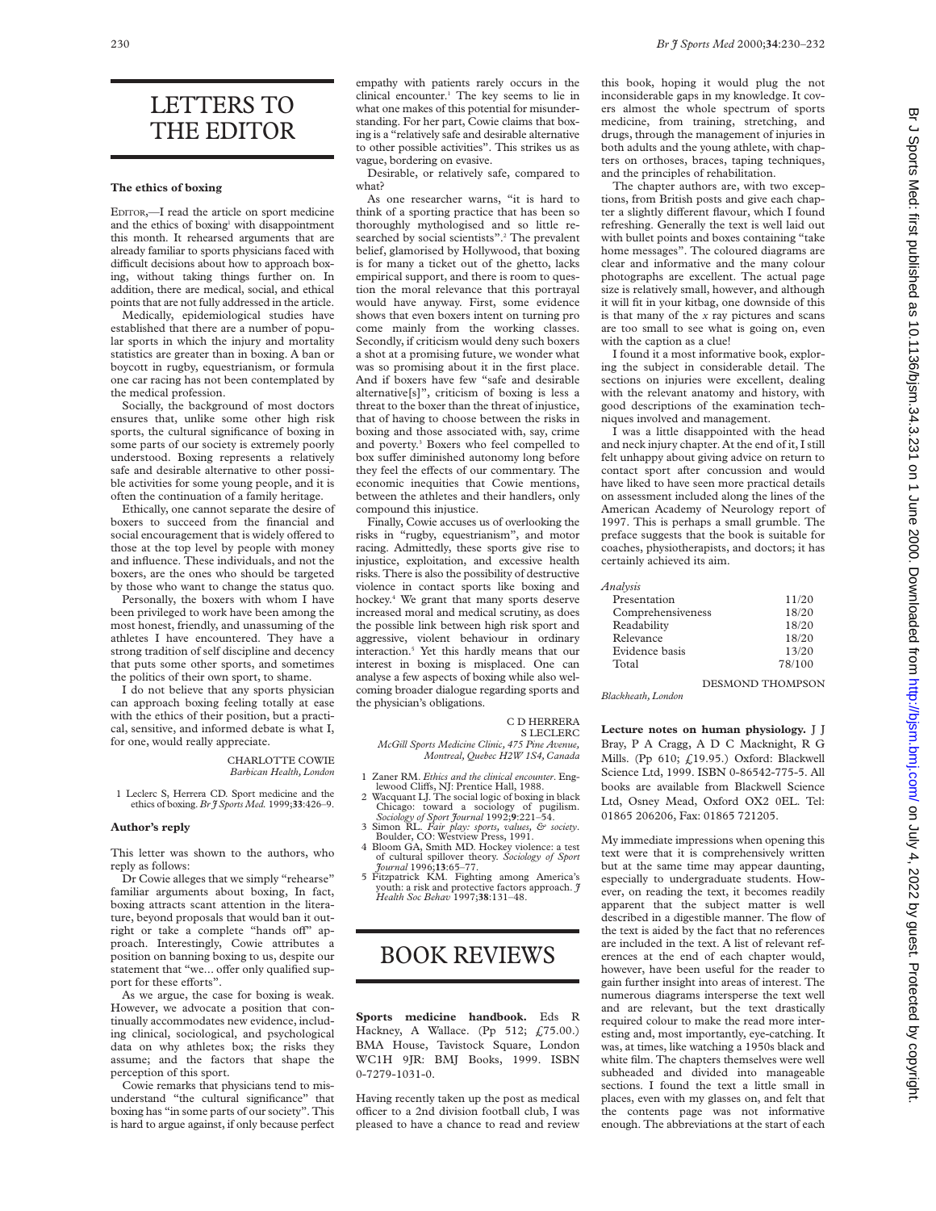# LETTERS TO THE EDITOR

## The ethics of boxing

EDITOR,—I read the article on sport medicine and the ethics of boxing[1] with disappointment this month. It rehearsed arguments that are already familiar to sports physicians faced with difficult decisions about how to approach boxing, without taking things further on. In addition, there are medical, social, and ethical points that are not fully addressed in the article.

Medically, epidemiological studies have established that there are a number of popular sports in which the injury and mortality statistics are greater than in boxing. A ban or boycott in rugby, equestrianism, or formula one car racing has not been contemplated by the medical profession.

Socially, the background of most doctors ensures that, unlike some other high risk sports, the cultural significance of boxing in some parts of our society is extremely poorly understood. Boxing represents a relatively safe and desirable alternative to other possible activities for some young people, and it is often the continuation of a family heritage.

Ethically, one cannot separate the desire of boxers to succeed from the financial and social encouragement that is widely offered to those at the top level by people with money and influence. These individuals, and not the boxers, are the ones who should be targeted by those who want to change the status quo.

Personally, the boxers with whom I have been privileged to work have been among the most honest, friendly, and unassuming of the athletes I have encountered. They have a strong tradition of self discipline and decency that puts some other sports, and sometimes the politics of their own sport, to shame.

I do not believe that any sports physician can approach boxing feeling totally at ease with the ethics of their position, but a practical, sensitive, and informed debate is what I, for one, would really appreciate.

CHARLOTTE COWIE
*Barbican Health, London*

1 Leclerc S, Herrera CD. Sport medicine and the ethics of boxing. *Br J Sports Med.* 1999;**33**:426–9.

## Author's reply

This letter was shown to the authors, who reply as follows:

Dr Cowie alleges that we simply "rehearse" familiar arguments about boxing, In fact, boxing attracts scant attention in the literature, beyond proposals that would ban it outright or take a complete "hands off" approach. Interestingly, Cowie attributes a position on banning boxing to us, despite our statement that "we... offer only qualified support for these efforts".

As we argue, the case for boxing is weak. However, we advocate a position that continually accommodates new evidence, including clinical, sociological, and psychological data on why athletes box; the risks they assume; and the factors that shape the perception of this sport.

Cowie remarks that physicians tend to misunderstand "the cultural significance" that boxing has "in some parts of our society". This is hard to argue against, if only because perfect empathy with patients rarely occurs in the clinical encounter.[1] The key seems to lie in what one makes of this potential for misunderstanding. For her part, Cowie claims that boxing is a "relatively safe and desirable alternative to other possible activities". This strikes us as vague, bordering on evasive.

Desirable, or relatively safe, compared to what?

As one researcher warns, "it is hard to think of a sporting practice that has been so thoroughly mythologised and so little researched by social scientists".[2] The prevalent belief, glamorised by Hollywood, that boxing is for many a ticket out of the ghetto, lacks empirical support, and there is room to question the moral relevance that this portrayal would have anyway. First, some evidence shows that even boxers intent on turning pro come mainly from the working classes. Secondly, if criticism would deny such boxers a shot at a promising future, we wonder what was so promising about it in the first place. And if boxers have few "safe and desirable alternative[s]", criticism of boxing is less a threat to the boxer than the threat of injustice, that of having to choose between the risks in boxing and those associated with, say, crime and poverty.[3] Boxers who feel compelled to box suffer diminished autonomy long before they feel the effects of our commentary. The economic inequities that Cowie mentions, between the athletes and their handlers, only compound this injustice.

Finally, Cowie accuses us of overlooking the risks in "rugby, equestrianism", and motor racing. Admittedly, these sports give rise to injustice, exploitation, and excessive health risks. There is also the possibility of destructive violence in contact sports like boxing and hockey.[4] We grant that many sports deserve increased moral and medical scrutiny, as does the possible link between high risk sport and aggressive, violent behaviour in ordinary interaction.[5] Yet this hardly means that our interest in boxing is misplaced. One can analyse a few aspects of boxing while also welcoming broader dialogue regarding sports and the physician's obligations.

C D HERRERA
S LECLERC
*McGill Sports Medicine Clinic, 475 Pine Avenue, Montreal, Quebec H2W 1S4, Canada*

1 Zaner RM. *Ethics and the clinical encounter*. Englewood Cliffs, NJ: Prentice Hall, 1988.
2 Wacquant LJ. The social logic of boxing in black Chicago: toward a sociology of pugilism. *Sociology of Sport Journal* 1992;**9**:221–54.
3 Simon RL. *Fair play: sports, values, & society*. Boulder, CO: Westview Press, 1991.
4 Bloom GA, Smith MD. Hockey violence: a test of cultural spillover theory. *Sociology of Sport Journal* 1996;**13**:65–77.
5 Fitzpatrick KM. Fighting among America's youth: a risk and protective factors approach. *J Health Soc Behav* 1997;**38**:131–48.

# BOOK REVIEWS

**Sports medicine handbook.** Eds R Hackney, A Wallace. (Pp 512; £75.00.) BMA House, Tavistock Square, London WC1H 9JR: BMJ Books, 1999. ISBN 0-7279-1031-0.

Having recently taken up the post as medical officer to a 2nd division football club, I was pleased to have a chance to read and review this book, hoping it would plug the not inconsiderable gaps in my knowledge. It covers almost the whole spectrum of sports medicine, from training, stretching, and drugs, through the management of injuries in both adults and the young athlete, with chapters on orthoses, braces, taping techniques, and the principles of rehabilitation.

The chapter authors are, with two exceptions, from British posts and give each chapter a slightly different flavour, which I found refreshing. Generally the text is well laid out with bullet points and boxes containing "take home messages". The coloured diagrams are clear and informative and the many colour photographs are excellent. The actual page size is relatively small, however, and although it will fit in your kitbag, one downside of this is that many of the *x* ray pictures and scans are too small to see what is going on, even with the caption as a clue!

I found it a most informative book, exploring the subject in considerable detail. The sections on injuries were excellent, dealing with the relevant anatomy and history, with good descriptions of the examination techniques involved and management.

I was a little disappointed with the head and neck injury chapter. At the end of it, I still felt unhappy about giving advice on return to contact sport after concussion and would have liked to have seen more practical details on assessment included along the lines of the American Academy of Neurology report of 1997. This is perhaps a small grumble. The preface suggests that the book is suitable for coaches, physiotherapists, and doctors; it has certainly achieved its aim.

*Analysis*

| | |
|---|---|
| Presentation | 11/20 |
| Comprehensiveness | 18/20 |
| Readability | 18/20 |
| Relevance | 18/20 |
| Evidence basis | 13/20 |
| Total | 78/100 |

DESMOND THOMPSON
*Blackheath, London*

**Lecture notes on human physiology.** J J Bray, P A Cragg, A D C Macknight, R G Mills. (Pp 610; £19.95.) Oxford: Blackwell Science Ltd, 1999. ISBN 0-86542-775-5. All books are available from Blackwell Science Ltd, Osney Mead, Oxford OX2 0EL. Tel: 01865 206206, Fax: 01865 721205.

My immediate impressions when opening this text were that it is comprehensively written but at the same time may appear daunting, especially to undergraduate students. However, on reading the text, it becomes readily apparent that the subject matter is well described in a digestible manner. The flow of the text is aided by the fact that no references are included in the text. A list of relevant references at the end of each chapter would, however, have been useful for the reader to gain further insight into areas of interest. The numerous diagrams intersperse the text well and are relevant, but the text drastically required colour to make the read more interesting and, most importantly, eye-catching. It was, at times, like watching a 1950s black and white film. The chapters themselves were well subheaded and divided into manageable sections. I found the text a little small in places, even with my glasses on, and felt that the contents page was not informative enough. The abbreviations at the start of each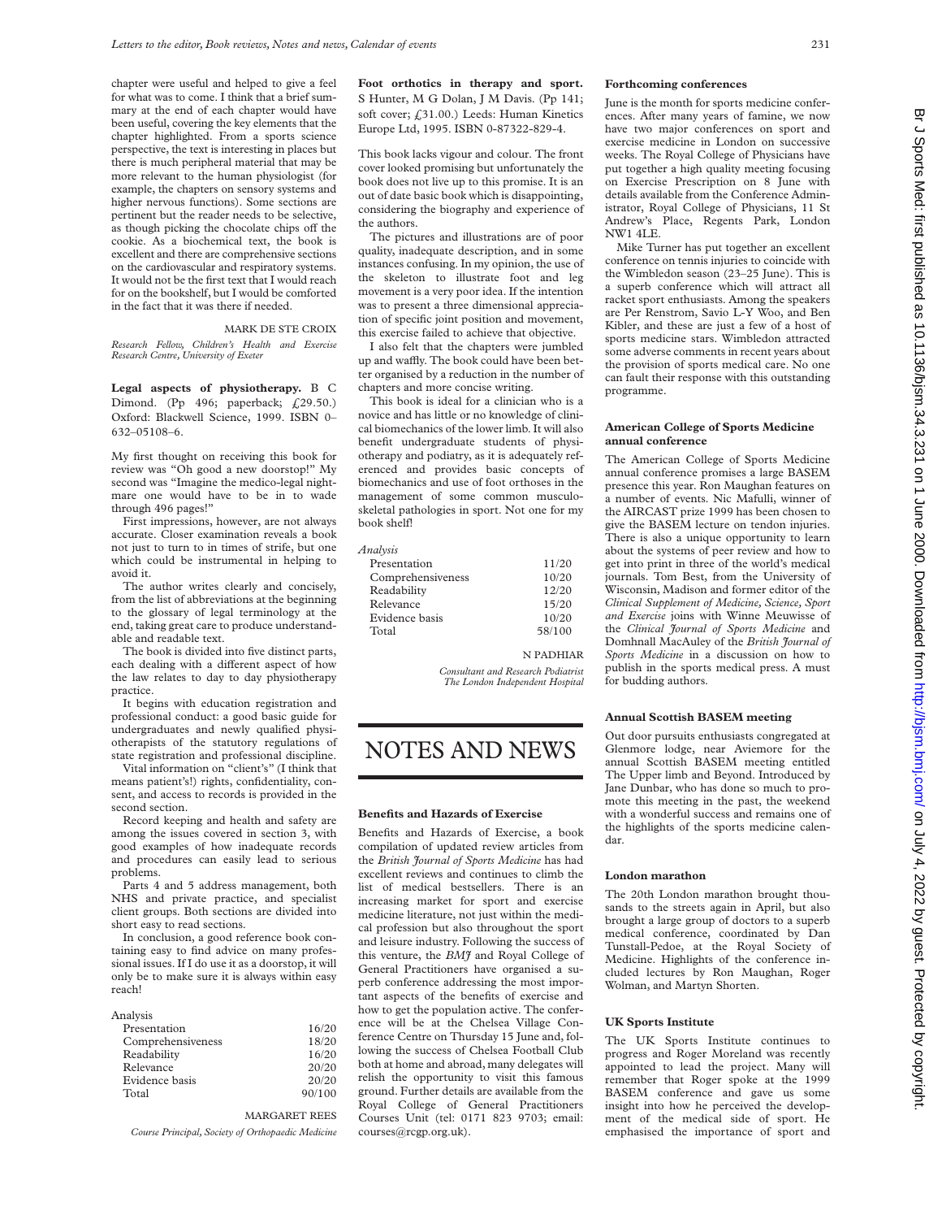chapter were useful and helped to give a feel for what was to come. I think that a brief summary at the end of each chapter would have been useful, covering the key elements that the chapter highlighted. From a sports science perspective, the text is interesting in places but there is much peripheral material that may be more relevant to the human physiologist (for example, the chapters on sensory systems and higher nervous functions). Some sections are pertinent but the reader needs to be selective, as though picking the chocolate chips off the cookie. As a biochemical text, the book is excellent and there are comprehensive sections on the cardiovascular and respiratory systems. It would not be the first text that I would reach for on the bookshelf, but I would be comforted in the fact that it was there if needed.

MARK DE STE CROIX

*Research Fellow, Children's Health and Exercise Research Centre, University of Exeter*

**Legal aspects of physiotherapy.** B C Dimond. (Pp 496; paperback; £29.50.) Oxford: Blackwell Science, 1999. ISBN 0–632–05108–6.

My first thought on receiving this book for review was "Oh good a new doorstop!" My second was "Imagine the medico-legal nightmare one would have to be in to wade through 496 pages!"

First impressions, however, are not always accurate. Closer examination reveals a book not just to turn to in times of strife, but one which could be instrumental in helping to avoid it.

The author writes clearly and concisely, from the list of abbreviations at the beginning to the glossary of legal terminology at the end, taking great care to produce understandable and readable text.

The book is divided into five distinct parts, each dealing with a different aspect of how the law relates to day to day physiotherapy practice.

It begins with education registration and professional conduct: a good basic guide for undergraduates and newly qualified physiotherapists of the statutory regulations of state registration and professional discipline.

Vital information on "client's" (I think that means patient's!) rights, confidentiality, consent, and access to records is provided in the second section.

Record keeping and health and safety are among the issues covered in section 3, with good examples of how inadequate records and procedures can easily lead to serious problems.

Parts 4 and 5 address management, both NHS and private practice, and specialist client groups. Both sections are divided into short easy to read sections.

In conclusion, a good reference book containing easy to find advice on many professional issues. If I do use it as a doorstop, it will only be to make sure it is always within easy reach!

Analysis

| | |
|---|---|
| Presentation | 16/20 |
| Comprehensiveness | 18/20 |
| Readability | 16/20 |
| Relevance | 20/20 |
| Evidence basis | 20/20 |
| Total | 90/100 |

MARGARET REES

*Course Principal, Society of Orthopaedic Medicine*

**Foot orthotics in therapy and sport.** S Hunter, M G Dolan, J M Davis. (Pp 141; soft cover; £31.00.) Leeds: Human Kinetics Europe Ltd, 1995. ISBN 0-87322-829-4.

This book lacks vigour and colour. The front cover looked promising but unfortunately the book does not live up to this promise. It is an out of date basic book which is disappointing, considering the biography and experience of the authors.

The pictures and illustrations are of poor quality, inadequate description, and in some instances confusing. In my opinion, the use of the skeleton to illustrate foot and leg movement is a very poor idea. If the intention was to present a three dimensional appreciation of specific joint position and movement, this exercise failed to achieve that objective.

I also felt that the chapters were jumbled up and waffly. The book could have been better organised by a reduction in the number of chapters and more concise writing.

This book is ideal for a clinician who is a novice and has little or no knowledge of clinical biomechanics of the lower limb. It will also benefit undergraduate students of physiotherapy and podiatry, as it is adequately referenced and provides basic concepts of biomechanics and use of foot orthoses in the management of some common musculoskeletal pathologies in sport. Not one for my book shelf!

*Analysis*

| | |
|---|---|
| Presentation | 11/20 |
| Comprehensiveness | 10/20 |
| Readability | 12/20 |
| Relevance | 15/20 |
| Evidence basis | 10/20 |
| Total | 58/100 |

N PADHIAR

*Consultant and Research Podiatrist*
*The London Independent Hospital*

# NOTES AND NEWS

### Benefits and Hazards of Exercise

Benefits and Hazards of Exercise, a book compilation of updated review articles from the *British Journal of Sports Medicine* has had excellent reviews and continues to climb the list of medical bestsellers. There is an increasing market for sport and exercise medicine literature, not just within the medical profession but also throughout the sport and leisure industry. Following the success of this venture, the *BMJ* and Royal College of General Practitioners have organised a superb conference addressing the most important aspects of the benefits of exercise and how to get the population active. The conference will be at the Chelsea Village Conference Centre on Thursday 15 June and, following the success of Chelsea Football Club both at home and abroad, many delegates will relish the opportunity to visit this famous ground. Further details are available from the Royal College of General Practitioners Courses Unit (tel: 0171 823 9703; email: courses@rcgp.org.uk).

### Forthcoming conferences

June is the month for sports medicine conferences. After many years of famine, we now have two major conferences on sport and exercise medicine in London on successive weeks. The Royal College of Physicians have put together a high quality meeting focusing on Exercise Prescription on 8 June with details available from the Conference Administrator, Royal College of Physicians, 11 St Andrew's Place, Regents Park, London NW1 4LE.

Mike Turner has put together an excellent conference on tennis injuries to coincide with the Wimbledon season (23–25 June). This is a superb conference which will attract all racket sport enthusiasts. Among the speakers are Per Renstrom, Savio L-Y Woo, and Ben Kibler, and these are just a few of a host of sports medicine stars. Wimbledon attracted some adverse comments in recent years about the provision of sports medical care. No one can fault their response with this outstanding programme.

### American College of Sports Medicine annual conference

The American College of Sports Medicine annual conference promises a large BASEM presence this year. Ron Maughan features on a number of events. Nic Mafulli, winner of the AIRCAST prize 1999 has been chosen to give the BASEM lecture on tendon injuries. There is also a unique opportunity to learn about the systems of peer review and how to get into print in three of the world's medical journals. Tom Best, from the University of Wisconsin, Madison and former editor of the *Clinical Supplement of Medicine, Science, Sport and Exercise* joins with Winne Meuwisse of the *Clinical Journal of Sports Medicine* and Domhnall MacAuley of the *British Journal of Sports Medicine* in a discussion on how to publish in the sports medical press. A must for budding authors.

### Annual Scottish BASEM meeting

Out door pursuits enthusiasts congregated at Glenmore lodge, near Aviemore for the annual Scottish BASEM meeting entitled The Upper limb and Beyond. Introduced by Jane Dunbar, who has done so much to promote this meeting in the past, the weekend with a wonderful success and remains one of the highlights of the sports medicine calendar.

### London marathon

The 20th London marathon brought thousands to the streets again in April, but also brought a large group of doctors to a superb medical conference, coordinated by Dan Tunstall-Pedoe, at the Royal Society of Medicine. Highlights of the conference included lectures by Ron Maughan, Roger Wolman, and Martyn Shorten.

### UK Sports Institute

The UK Sports Institute continues to progress and Roger Moreland was recently appointed to lead the project. Many will remember that Roger spoke at the 1999 BASEM conference and gave us some insight into how he perceived the development of the medical side of sport. He emphasised the importance of sport and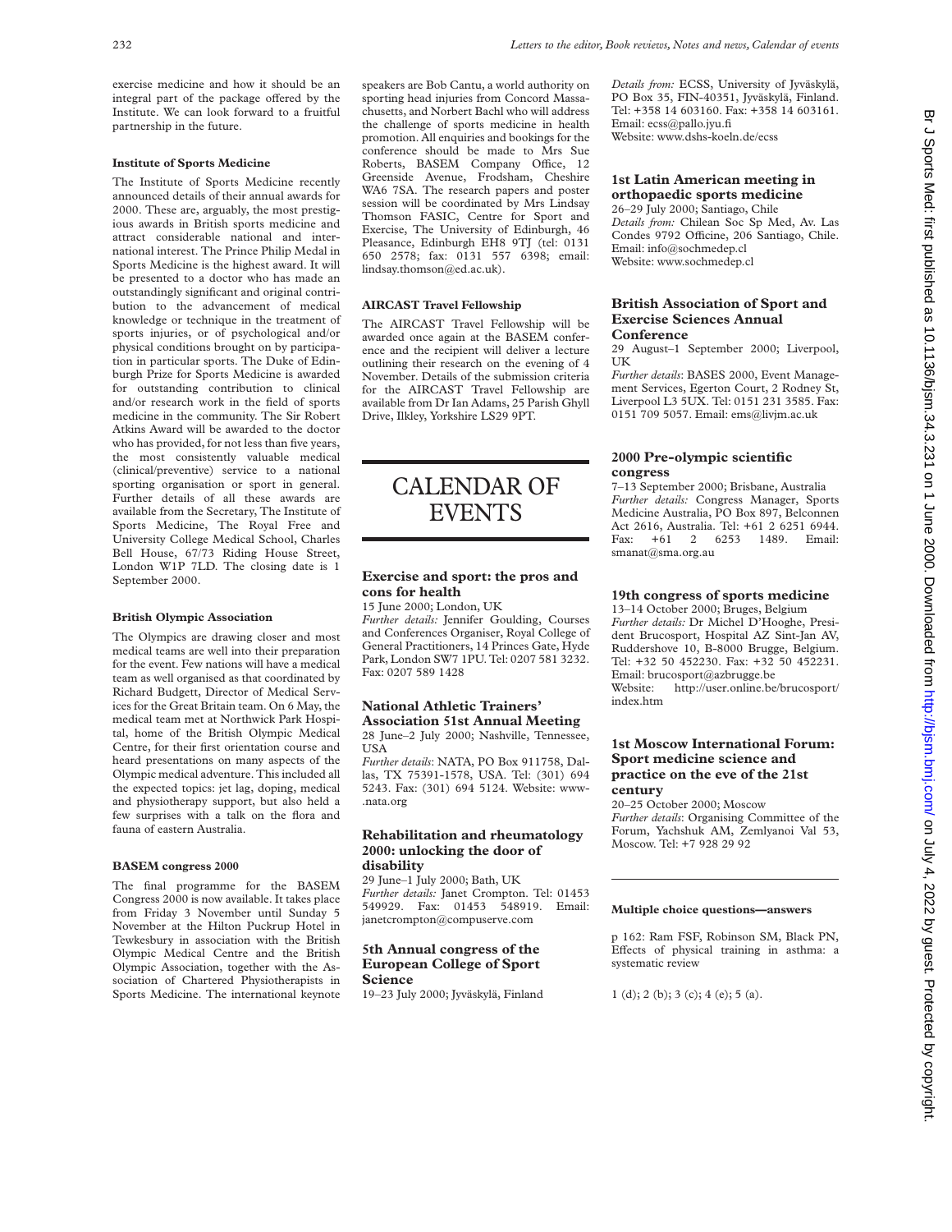exercise medicine and how it should be an integral part of the package offered by the Institute. We can look forward to a fruitful partnership in the future.

**Institute of Sports Medicine**

The Institute of Sports Medicine recently announced details of their annual awards for 2000. These are, arguably, the most prestigious awards in British sports medicine and attract considerable national and international interest. The Prince Philip Medal in Sports Medicine is the highest award. It will be presented to a doctor who has made an outstandingly significant and original contribution to the advancement of medical knowledge or technique in the treatment of sports injuries, or of psychological and/or physical conditions brought on by participation in particular sports. The Duke of Edinburgh Prize for Sports Medicine is awarded for outstanding contribution to clinical and/or research work in the field of sports medicine in the community. The Sir Robert Atkins Award will be awarded to the doctor who has provided, for not less than five years, the most consistently valuable medical (clinical/preventive) service to a national sporting organisation or sport in general. Further details of all these awards are available from the Secretary, The Institute of Sports Medicine, The Royal Free and University College Medical School, Charles Bell House, 67/73 Riding House Street, London W1P 7LD. The closing date is 1 September 2000.

**British Olympic Association**

The Olympics are drawing closer and most medical teams are well into their preparation for the event. Few nations will have a medical team as well organised as that coordinated by Richard Budgett, Director of Medical Services for the Great Britain team. On 6 May, the medical team met at Northwick Park Hospital, home of the British Olympic Medical Centre, for their first orientation course and heard presentations on many aspects of the Olympic medical adventure. This included all the expected topics: jet lag, doping, medical and physiotherapy support, but also held a few surprises with a talk on the flora and fauna of eastern Australia.

**BASEM congress 2000**

The final programme for the BASEM Congress 2000 is now available. It takes place from Friday 3 November until Sunday 5 November at the Hilton Puckrup Hotel in Tewkesbury in association with the British Olympic Medical Centre and the British Olympic Association, together with the Association of Chartered Physiotherapists in Sports Medicine. The international keynote speakers are Bob Cantu, a world authority on sporting head injuries from Concord Massachusetts, and Norbert Bachl who will address the challenge of sports medicine in health promotion. All enquiries and bookings for the conference should be made to Mrs Sue Roberts, BASEM Company Office, 12 Greenside Avenue, Frodsham, Cheshire WA6 7SA. The research papers and poster session will be coordinated by Mrs Lindsay Thomson FASIC, Centre for Sport and Exercise, The University of Edinburgh, 46 Pleasance, Edinburgh EH8 9TJ (tel: 0131 650 2578; fax: 0131 557 6398; email: lindsay.thomson@ed.ac.uk).

**AIRCAST Travel Fellowship**

The AIRCAST Travel Fellowship will be awarded once again at the BASEM conference and the recipient will deliver a lecture outlining their research on the evening of 4 November. Details of the submission criteria for the AIRCAST Travel Fellowship are available from Dr Ian Adams, 25 Parish Ghyll Drive, Ilkley, Yorkshire LS29 9PT.

# CALENDAR OF EVENTS

### Exercise and sport: the pros and cons for health

15 June 2000; London, UK

*Further details:* Jennifer Goulding, Courses and Conferences Organiser, Royal College of General Practitioners, 14 Princes Gate, Hyde Park, London SW7 1PU. Tel: 0207 581 3232. Fax: 0207 589 1428

### National Athletic Trainers' Association 51st Annual Meeting

28 June–2 July 2000; Nashville, Tennessee, USA

*Further details*: NATA, PO Box 911758, Dallas, TX 75391-1578, USA. Tel: (301) 694 5243. Fax: (301) 694 5124. Website: www.nata.org

### Rehabilitation and rheumatology 2000: unlocking the door of disability

29 June–1 July 2000; Bath, UK

*Further details:* Janet Crompton. Tel: 01453 549929. Fax: 01453 548919. Email: janetcrompton@compuserve.com

### 5th Annual congress of the European College of Sport Science

19–23 July 2000; Jyväskylä, Finland

*Details from:* ECSS, University of Jyväskylä, PO Box 35, FIN-40351, Jyväskylä, Finland. Tel: +358 14 603160. Fax: +358 14 603161. Email: ecss@pallo.jyu.fi

Website: www.dshs-koeln.de/ecss

### 1st Latin American meeting in orthopaedic sports medicine

26–29 July 2000; Santiago, Chile

*Details from:* Chilean Soc Sp Med, Av. Las Condes 9792 Officine, 206 Santiago, Chile. Email: info@sochmedep.cl

Website: www.sochmedep.cl

### British Association of Sport and Exercise Sciences Annual Conference

29 August–1 September 2000; Liverpool, UK

*Further details*: BASES 2000, Event Management Services, Egerton Court, 2 Rodney St, Liverpool L3 5UX. Tel: 0151 231 3585. Fax: 0151 709 5057. Email: ems@livjm.ac.uk

### 2000 Pre-olympic scientific congress

7–13 September 2000; Brisbane, Australia

*Further details:* Congress Manager, Sports Medicine Australia, PO Box 897, Belconnen Act 2616, Australia. Tel: +61 2 6251 6944. Fax: +61 2 6253 1489. Email: smanat@sma.org.au

### 19th congress of sports medicine

13–14 October 2000; Bruges, Belgium

*Further details:* Dr Michel D'Hooghe, President Brucosport, Hospital AZ Sint-Jan AV, Ruddershove 10, B-8000 Brugge, Belgium. Tel: +32 50 452230. Fax: +32 50 452231. Email: brucosport@azbrugge.be

Website: http://user.online.be/brucosport/index.htm

### 1st Moscow International Forum: Sport medicine science and practice on the eve of the 21st century

20–25 October 2000; Moscow

*Further details*: Organising Committee of the Forum, Yachshuk AM, Zemlyanoi Val 53, Moscow. Tel: +7 928 29 92

**Multiple choice questions—answers**

p 162: Ram FSF, Robinson SM, Black PN, Effects of physical training in asthma: a systematic review

1 (d); 2 (b); 3 (c); 4 (e); 5 (a).